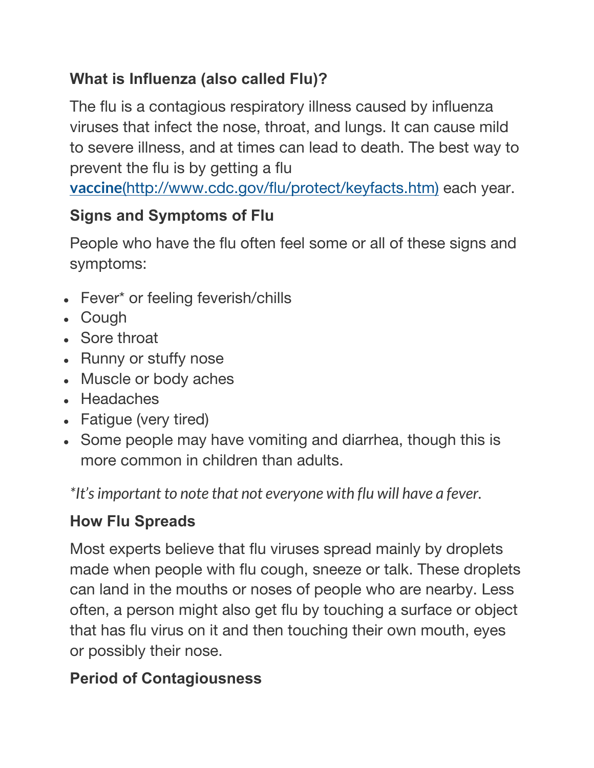## What is Influenza (also called Flu)?

The flu is a contagious respiratory illness caused by influenza viruses that infect the nose, throat, and lungs. It can cause mild to severe illness, and at times can lead to death. The best way to prevent the flu is by getting a flu **vaccine**(http://www.cdc.gov/flu/protect/keyfacts.htm) each year.

## Signs and Symptoms of Flu

People who have the flu often feel some or all of these signs and symptoms:

- Fever* or feeling feverish/chills
- Cough
- Sore throat
- Runny or stuffy nose
- Muscle or body aches
- Headaches
- Fatigue (very tired)
- Some people may have vomiting and diarrhea, though this is more common in children than adults.

*\*It's important to note that not everyone with flu will have a fever.*

## How Flu Spreads

Most experts believe that flu viruses spread mainly by droplets made when people with flu cough, sneeze or talk. These droplets can land in the mouths or noses of people who are nearby. Less often, a person might also get flu by touching a surface or object that has flu virus on it and then touching their own mouth, eyes or possibly their nose.

## Period of Contagiousness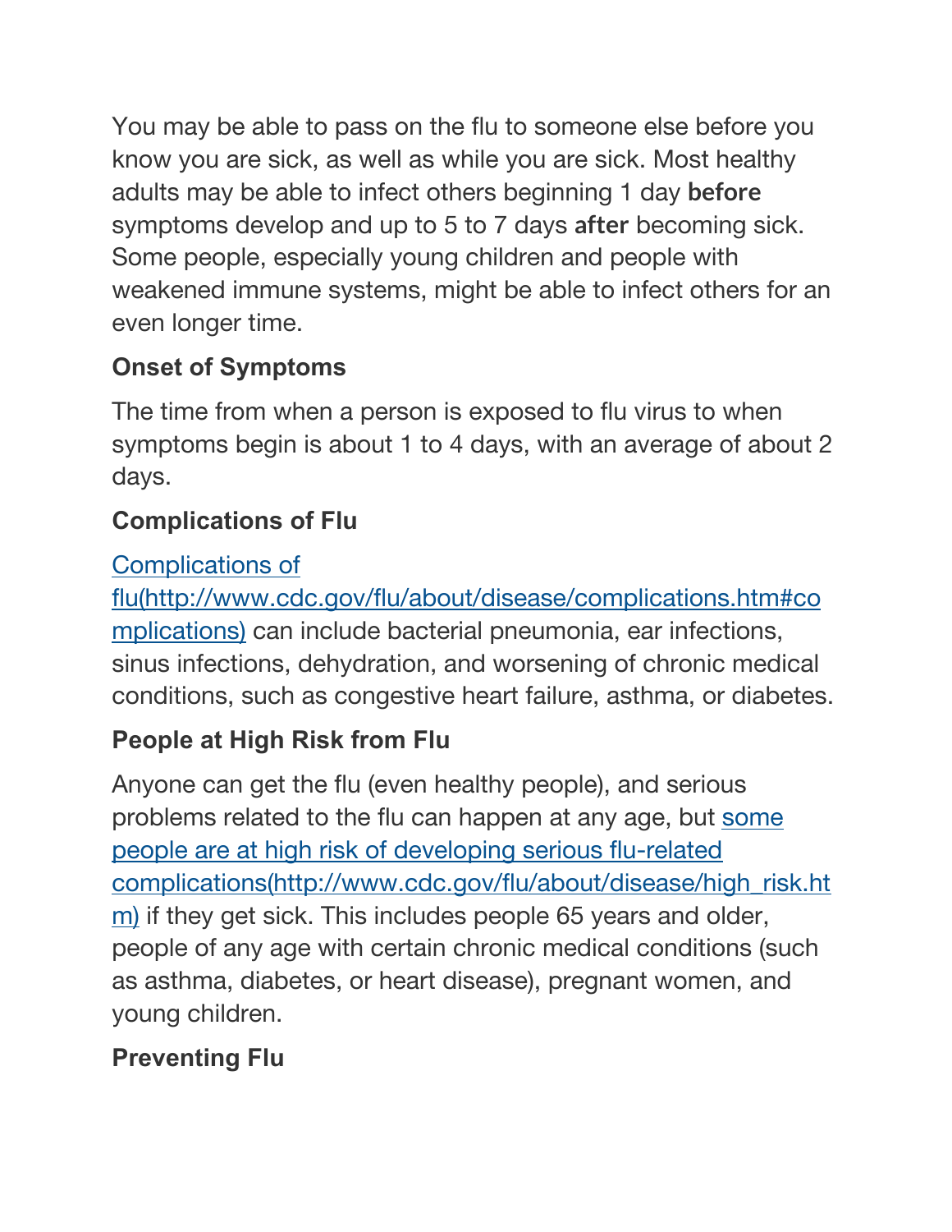You may be able to pass on the flu to someone else before you know you are sick, as well as while you are sick. Most healthy adults may be able to infect others beginning 1 day **before** symptoms develop and up to 5 to 7 days **after** becoming sick. Some people, especially young children and people with weakened immune systems, might be able to infect others for an even longer time.

## Onset of Symptoms

The time from when a person is exposed to flu virus to when symptoms begin is about 1 to 4 days, with an average of about 2 days.

## Complications of Flu

[Complications of flu(http://www.cdc.gov/flu/about/disease/complications.htm#complications)](http://www.cdc.gov/flu/about/disease/complications.htm#complications) can include bacterial pneumonia, ear infections, sinus infections, dehydration, and worsening of chronic medical conditions, such as congestive heart failure, asthma, or diabetes.

## People at High Risk from Flu

Anyone can get the flu (even healthy people), and serious problems related to the flu can happen at any age, but [some people are at high risk of developing serious flu-related complications(http://www.cdc.gov/flu/about/disease/high_risk.htm)](http://www.cdc.gov/flu/about/disease/high_risk.htm) if they get sick. This includes people 65 years and older, people of any age with certain chronic medical conditions (such as asthma, diabetes, or heart disease), pregnant women, and young children.

## Preventing Flu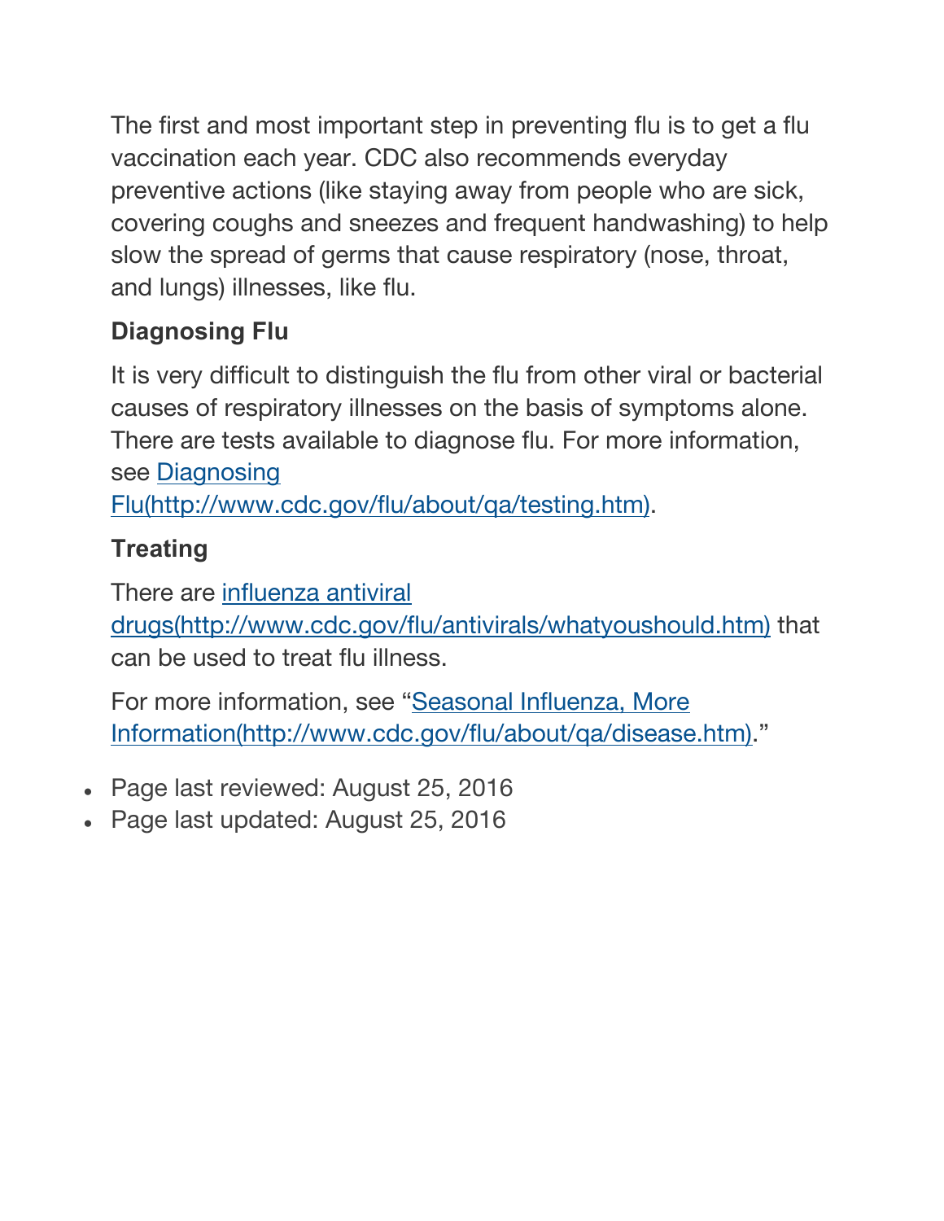The first and most important step in preventing flu is to get a flu vaccination each year. CDC also recommends everyday preventive actions (like staying away from people who are sick, covering coughs and sneezes and frequent handwashing) to help slow the spread of germs that cause respiratory (nose, throat, and lungs) illnesses, like flu.

### Diagnosing Flu

It is very difficult to distinguish the flu from other viral or bacterial causes of respiratory illnesses on the basis of symptoms alone. There are tests available to diagnose flu. For more information, see [Diagnosing Flu(http://www.cdc.gov/flu/about/qa/testing.htm)](http://www.cdc.gov/flu/about/qa/testing.htm).

### Treating

There are [influenza antiviral drugs(http://www.cdc.gov/flu/antivirals/whatyoushould.htm)](http://www.cdc.gov/flu/antivirals/whatyoushould.htm) that can be used to treat flu illness.

For more information, see "[Seasonal Influenza, More Information(http://www.cdc.gov/flu/about/qa/disease.htm)](http://www.cdc.gov/flu/about/qa/disease.htm)."

- Page last reviewed: August 25, 2016
- Page last updated: August 25, 2016